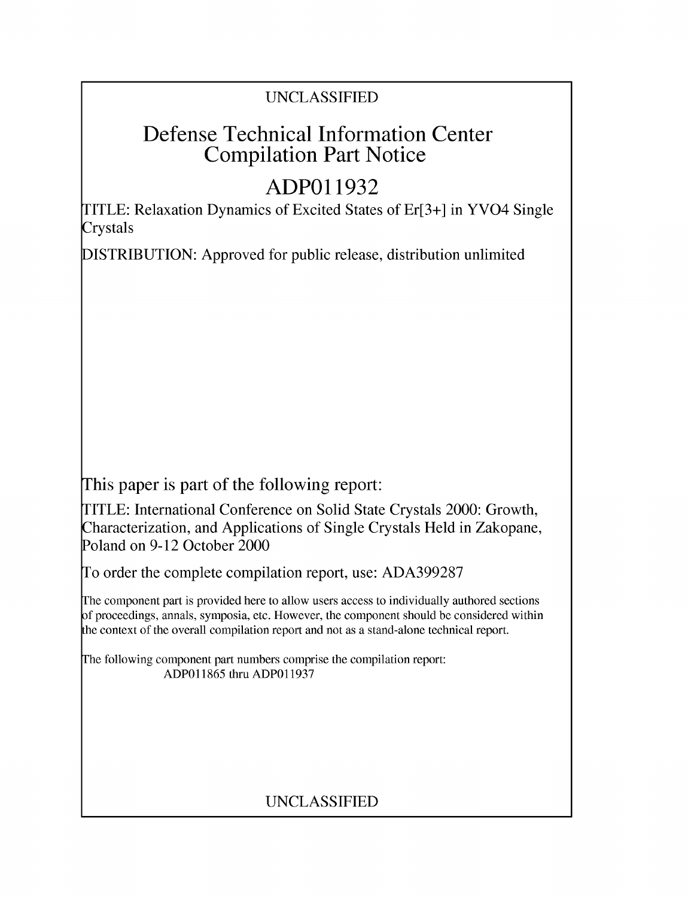UNCLASSIFIED

# Defense Technical Information Center Compilation Part Notice

# ADP011932

TITLE: Relaxation Dynamics of Excited States of Er[3+] in YVO4 Single Crystals

DISTRIBUTION: Approved for public release, distribution unlimited

This paper is part of the following report:

TITLE: International Conference on Solid State Crystals 2000: Growth, Characterization, and Applications of Single Crystals Held in Zakopane, Poland on 9-12 October 2000

To order the complete compilation report, use: ADA399287

The component part is provided here to allow users access to individually authored sections of proceedings, annals, symposia, etc. However, the component should be considered within the context of the overall compilation report and not as a stand-alone technical report.

The following component part numbers comprise the compilation report:
ADP011865 thru ADP011937

UNCLASSIFIED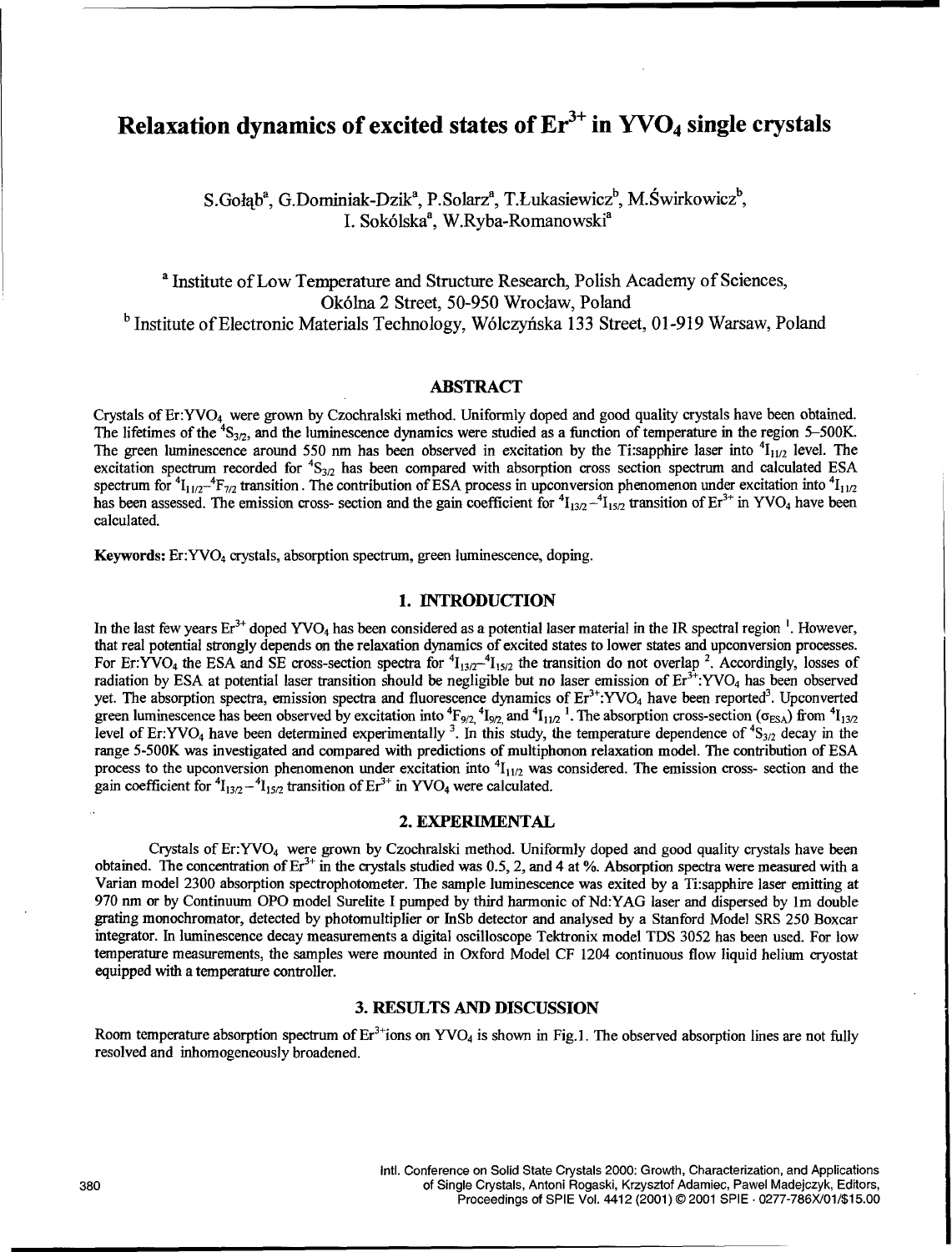# Relaxation dynamics of excited states of $Er^{3+}$ in $YVO_4$ single crystals

S.Gołąb[a], G.Dominiak-Dzik[a], P.Solarz[a], T.Łukasiewicz[b], M.Świrkowicz[b], I. Sokólska[a], W.Ryba-Romanowski[a]

[a] Institute of Low Temperature and Structure Research, Polish Academy of Sciences, Okólna 2 Street, 50-950 Wrocław, Poland

[b] Institute of Electronic Materials Technology, Wólczyńska 133 Street, 01-919 Warsaw, Poland

## ABSTRACT

Crystals of Er:$YVO_4$ were grown by Czochralski method. Uniformly doped and good quality crystals have been obtained. The lifetimes of the $^4S_{3/2}$, and the luminescence dynamics were studied as a function of temperature in the region 5–500K. The green luminescence around 550 nm has been observed in excitation by the Ti:sapphire laser into $^4I_{11/2}$ level. The excitation spectrum recorded for $^4S_{3/2}$ has been compared with absorption cross section spectrum and calculated ESA spectrum for $^4I_{11/2}$–$^4F_{7/2}$ transition. The contribution of ESA process in upconversion phenomenon under excitation into $^4I_{11/2}$ has been assessed. The emission cross- section and the gain coefficient for $^4I_{13/2}$–$^4I_{15/2}$ transition of $Er^{3+}$ in $YVO_4$ have been calculated.

**Keywords:** Er:$YVO_4$ crystals, absorption spectrum, green luminescence, doping.

## 1. INTRODUCTION

In the last few years $Er^{3+}$ doped $YVO_4$ has been considered as a potential laser material in the IR spectral region [1]. However, that real potential strongly depends on the relaxation dynamics of excited states to lower states and upconversion processes. For Er:$YVO_4$ the ESA and SE cross-section spectra for $^4I_{13/2}$–$^4I_{15/2}$ the transition do not overlap [2]. Accordingly, losses of radiation by ESA at potential laser transition should be negligible but no laser emission of $Er^{3+}$:$YVO_4$ has been observed yet. The absorption spectra, emission spectra and fluorescence dynamics of $Er^{3+}$:$YVO_4$ have been reported[3]. Upconverted green luminescence has been observed by excitation into $^4F_{9/2}$, $^4I_{9/2}$ and $^4I_{11/2}$ [1]. The absorption cross-section ($\sigma_{ESA}$) from $^4I_{13/2}$ level of Er:$YVO_4$ have been determined experimentally [3]. In this study, the temperature dependence of $^4S_{3/2}$ decay in the range 5-500K was investigated and compared with predictions of multiphonon relaxation model. The contribution of ESA process to the upconversion phenomenon under excitation into $^4I_{11/2}$ was considered. The emission cross- section and the gain coefficient for $^4I_{13/2}$–$^4I_{15/2}$ transition of $Er^{3+}$ in $YVO_4$ were calculated.

## 2. EXPERIMENTAL

Crystals of Er:$YVO_4$ were grown by Czochralski method. Uniformly doped and good quality crystals have been obtained. The concentration of $Er^{3+}$ in the crystals studied was 0.5, 2, and 4 at %. Absorption spectra were measured with a Varian model 2300 absorption spectrophotometer. The sample luminescence was exited by a Ti:sapphire laser emitting at 970 nm or by Continuum OPO model Surelite I pumped by third harmonic of Nd:YAG laser and dispersed by 1m double grating monochromator, detected by photomultiplier or InSb detector and analysed by a Stanford Model SRS 250 Boxcar integrator. In luminescence decay measurements a digital oscilloscope Tektronix model TDS 3052 has been used. For low temperature measurements, the samples were mounted in Oxford Model CF 1204 continuous flow liquid helium cryostat equipped with a temperature controller.

## 3. RESULTS AND DISCUSSION

Room temperature absorption spectrum of $Er^{3+}$ions on $YVO_4$ is shown in Fig.1. The observed absorption lines are not fully resolved and inhomogeneously broadened.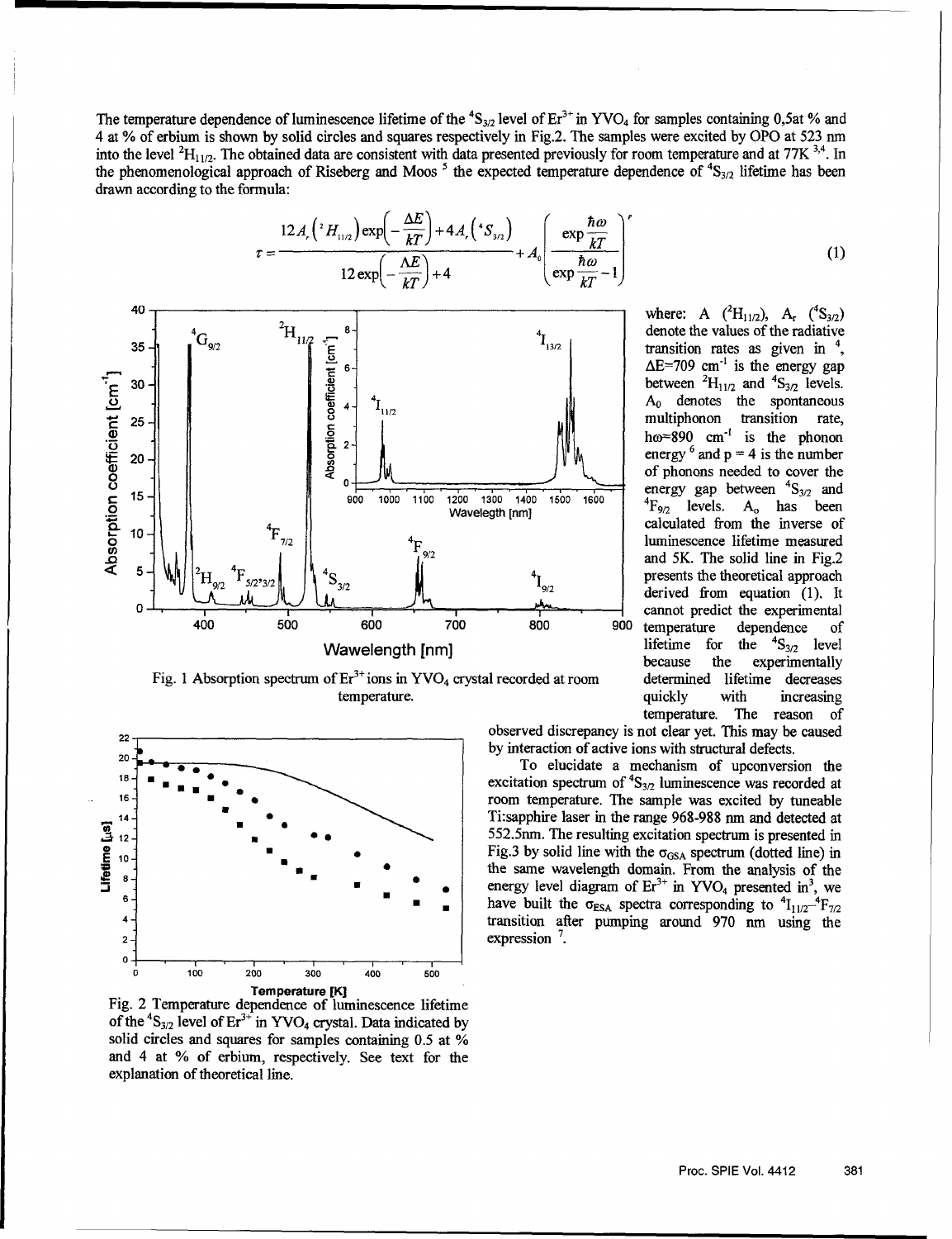The temperature dependence of luminescence lifetime of the $^4S_{3/2}$ level of $Er^{3+}$ in $YVO_4$ for samples containing 0,5at % and 4 at % of erbium is shown by solid circles and squares respectively in Fig.2. The samples were excited by OPO at 523 nm into the level $^2H_{11/2}$. The obtained data are consistent with data presented previously for room temperature and at 77K [3,4]. In the phenomenological approach of Riseberg and Moos [5] the expected temperature dependence of $^4S_{3/2}$ lifetime has been drawn according to the formula:

$$\tau = \frac{12A_r\left({}^2H_{11/2}\right)\exp\left(-\frac{\Delta E}{kT}\right) + 4A_r\left({}^4S_{3/2}\right)}{12\exp\left(-\frac{\Delta E}{kT}\right) + 4} + A_0\left(\frac{\exp\frac{\hbar\omega}{kT}}{\exp\frac{\hbar\omega}{kT} - 1}\right)^p \quad (1)$$

where: A ($^2H_{11/2}$), $A_r$ ($^4S_{3/2}$) denote the values of the radiative transition rates as given in [4], $\Delta E$=709 $cm^{-1}$ is the energy gap between $^2H_{11/2}$ and $^4S_{3/2}$ levels. $A_0$ denotes the spontaneous multiphonon transition rate, $\hbar\omega$=890 $cm^{-1}$ is the phonon energy [6] and p = 4 is the number of phonons needed to cover the energy gap between $^4S_{3/2}$ and $^4F_{9/2}$ levels. $A_o$ has been calculated from the inverse of luminescence lifetime measured and 5K. The solid line in Fig.2 presents the theoretical approach derived from equation (1). It cannot predict the experimental temperature dependence of lifetime for the $^4S_{3/2}$ level because the experimentally determined lifetime decreases quickly with increasing temperature. The reason of observed discrepancy is not clear yet. This may be caused by interaction of active ions with structural defects.

Fig. 1 Absorption spectrum of $Er^{3+}$ ions in $YVO_4$ crystal recorded at room temperature.

Fig. 2 Temperature dependence of luminescence lifetime of the $^4S_{3/2}$ level of $Er^{3+}$ in $YVO_4$ crystal. Data indicated by solid circles and squares for samples containing 0.5 at % and 4 at % of erbium, respectively. See text for the explanation of theoretical line.

To elucidate a mechanism of upconversion the excitation spectrum of $^4S_{3/2}$ luminescence was recorded at room temperature. The sample was excited by tuneable Ti:sapphire laser in the range 968-988 nm and detected at 552.5nm. The resulting excitation spectrum is presented in Fig.3 by solid line with the $\sigma_{GSA}$ spectrum (dotted line) in the same wavelength domain. From the analysis of the energy level diagram of $Er^{3+}$ in $YVO_4$ presented in[3], we have built the $\sigma_{ESA}$ spectra corresponding to $^4I_{11/2}$–$^4F_{7/2}$ transition after pumping around 970 nm using the expression [7].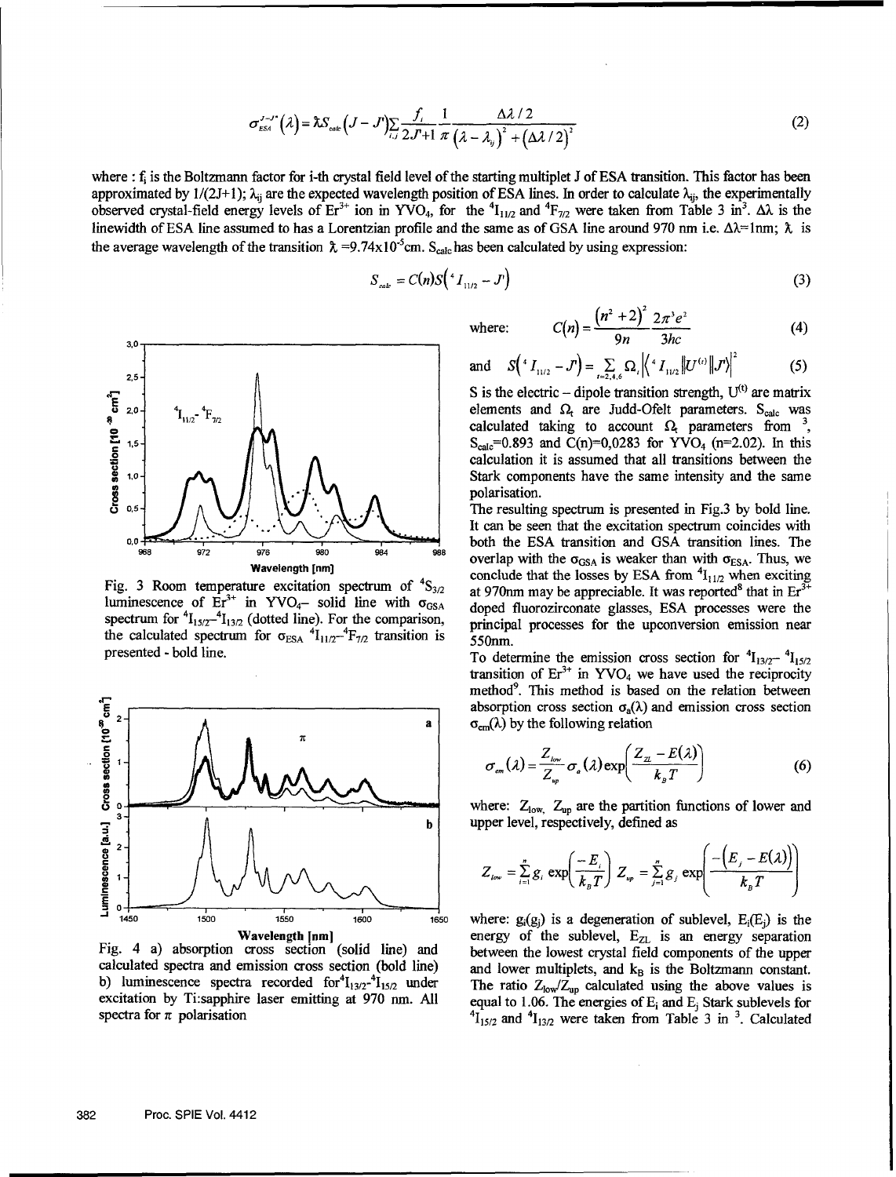$$\sigma_{ESA}^{J-J'}(\lambda) = \bar{\lambda} S_{calc}(J-J') \sum_{i,j} \frac{f_i}{2J+1} \frac{1}{\pi} \frac{\Delta\lambda/2}{(\lambda-\lambda_{ij})^2 + (\Delta\lambda/2)^2} \tag{2}$$

where : $f_i$ is the Boltzmann factor for i-th crystal field level of the starting multiplet J of ESA transition. This factor has been approximated by $1/(2J+1)$; $\lambda_{ij}$ are the expected wavelength position of ESA lines. In order to calculate $\lambda_{ij}$, the experimentally observed crystal-field energy levels of $Er^{3+}$ ion in $YVO_4$, for the $^4I_{11/2}$ and $^4F_{7/2}$ were taken from Table 3 in[3]. $\Delta\lambda$ is the linewidth of ESA line assumed to has a Lorentzian profile and the same as of GSA line around 970 nm i.e. $\Delta\lambda$=1nm; $\bar{\lambda}$ is the average wavelength of the transition $\bar{\lambda}$ =9.74x10$^{-5}$cm. $S_{calc}$ has been calculated by using expression:

$$S_{calc} = C(n) S(^4I_{11/2} - J') \tag{3}$$

Fig. 3 Room temperature excitation spectrum of $^4S_{3/2}$ luminescence of $Er^{3+}$ in $YVO_4$– solid line with $\sigma_{GSA}$ spectrum for $^4I_{15/2}$–$^4I_{13/2}$ (dotted line). For the comparison, the calculated spectrum for $\sigma_{ESA}$ $^4I_{11/2}$–$^4F_{7/2}$ transition is presented - bold line.

Fig. 4 a) absorption cross section (solid line) and calculated spectra and emission cross section (bold line) b) luminescence spectra recorded for $^4I_{13/2}$–$^4I_{15/2}$ under excitation by Ti:sapphire laser emitting at 970 nm. All spectra for $\pi$ polarisation

where:
$$C(n) = \frac{(n^2+2)^2}{9n} \frac{2\pi^3 e^2}{3hc} \tag{4}$$

and
$$S(^4I_{11/2} - J') = \sum_{t=2,4,6} \Omega_t \left| \langle ^4I_{11/2} \| U^{(t)} \| J' \rangle \right|^2 \tag{5}$$

S is the electric – dipole transition strength, $U^{(t)}$ are matrix elements and $\Omega_t$ are Judd-Ofelt parameters. $S_{calc}$ was calculated taking to account $\Omega_t$ parameters from [3], $S_{calc}$=0.893 and C(n)=0,0283 for $YVO_4$ (n=2.02). In this calculation it is assumed that all transitions between the Stark components have the same intensity and the same polarisation.

The resulting spectrum is presented in Fig.3 by bold line. It can be seen that the excitation spectrum coincides with both the ESA transition and GSA transition lines. The overlap with the $\sigma_{GSA}$ is weaker than with $\sigma_{ESA}$. Thus, we conclude that the losses by ESA from $^4I_{11/2}$ when exciting at 970nm may be appreciable. It was reported[8] that in $Er^{3+}$ doped fluorozirconate glasses, ESA processes were the principal processes for the upconversion emission near 550nm.

To determine the emission cross section for $^4I_{13/2}$– $^4I_{15/2}$ transition of $Er^{3+}$ in $YVO_4$ we have used the reciprocity method[9]. This method is based on the relation between absorption cross section $\sigma_a(\lambda)$ and emission cross section $\sigma_{em}(\lambda)$ by the following relation

$$\sigma_{em}(\lambda) = \frac{Z_{low}}{Z_{up}} \sigma_a(\lambda) \exp\left(\frac{Z_{ZL} - E(\lambda)}{k_B T}\right) \tag{6}$$

where: $Z_{low}$, $Z_{up}$ are the partition functions of lower and upper level, respectively, defined as

$$Z_{low} = \sum_{i=1}^{n} g_i \exp\left(\frac{-E_i}{k_B T}\right) \quad Z_{up} = \sum_{j=1}^{n} g_j \exp\left(\frac{-(E_j - E(\lambda))}{k_B T}\right)$$

where: $g_i(g_j)$ is a degeneration of sublevel, $E_i(E_j)$ is the energy of the sublevel, $E_{ZL}$ is an energy separation between the lowest crystal field components of the upper and lower multiplets, and $k_B$ is the Boltzmann constant. The ratio $Z_{low}/Z_{up}$ calculated using the above values is equal to 1.06. The energies of $E_i$ and $E_j$ Stark sublevels for $^4I_{15/2}$ and $^4I_{13/2}$ were taken from Table 3 in [3]. Calculated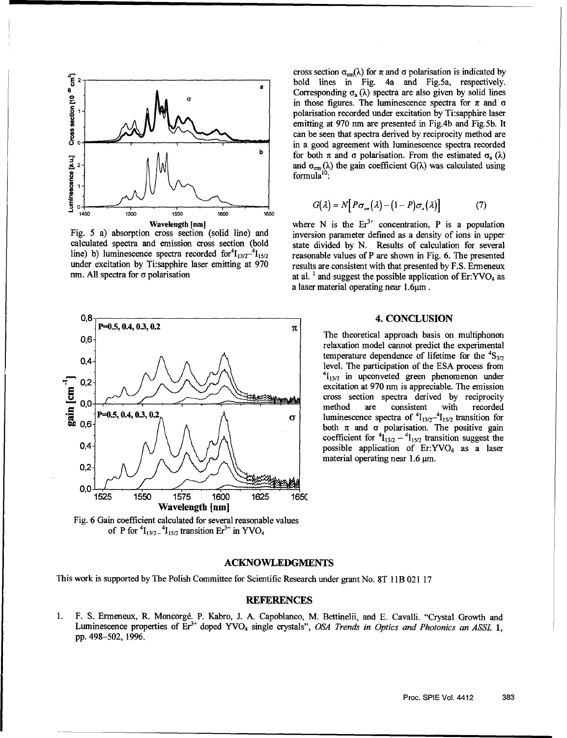Fig. 5 a) absorption cross section (solid line) and calculated spectra and emission cross section (bold line) b) luminescence spectra recorded for $^4I_{13/2}$–$^4I_{15/2}$ under excitation by Ti:sapphire laser emitting at 970 nm. All spectra for σ polarisation

cross section $\sigma_{em}(\lambda)$ for π and σ polarisation is indicated by bold lines in Fig. 4a and Fig.5a, respectively. Corresponding $\sigma_a(\lambda)$ spectra are also given by solid lines in those figures. The luminescence spectra for π and σ polarisation recorded under excitation by Ti:sapphire laser emitting at 970 nm are presented in Fig.4b and Fig.5b. It can be seen that spectra derived by reciprocity method are in a good agreement with luminescence spectra recorded for both π and σ polarisation. From the estimated $\sigma_a(\lambda)$ and $\sigma_{em}(\lambda)$ the gain coefficient $G(\lambda)$ was calculated using formula[10]:

$$G(\lambda) = N\left[P\sigma_{em}(\lambda) - (1-P)\sigma_a(\lambda)\right] \tag{7}$$

where N is the $Er^{3+}$ concentration, P is a population inversion parameter defined as a density of ions in upper state divided by N. Results of calculation for several reasonable values of P are shown in Fig. 6. The presented results are consistent with that presented by F.S. Ermeneux at al. [1] and suggest the possible application of Er:$YVO_4$ as a laser material operating near 1.6μm.

Fig. 6 Gain coefficient calculated for several reasonable values of P for $^4I_{13/2}$–$^4I_{15/2}$ transition $Er^{3+}$ in $YVO_4$

## 4. CONCLUSION

The theoretical approach basis on multiphonon relaxation model cannot predict the experimental temperature dependence of lifetime for the $^4S_{3/2}$ level. The participation of the ESA process from $^4I_{13/2}$ in upconveted green phenomenon under excitation at 970 nm is appreciable. The emission cross section spectra derived by reciprocity method are consistent with recorded luminescence spectra of $^4I_{13/2}$–$^4I_{15/2}$ transition for both π and σ polarisation. The positive gain coefficient for $^4I_{13/2}$ – $^4I_{15/2}$ transition suggest the possible application of Er:$YVO_4$ as a laser material operating near 1.6 μm.

## ACKNOWLEDGMENTS

This work is supported by The Polish Committee for Scientific Research under grant No. 8T 11B 021 17

## REFERENCES

1. F. S. Ermeneux, R. Moncorgé, P. Kabro, J. A. Capoblanco, M. Bettinelii, and E. Cavalli. "Crystal Growth and Luminescence properties of $Er^{3+}$ doped $YVO_4$ single crystals", *OSA Trends in Optics and Photonics an ASSL* **1**, pp. 498–502, 1996.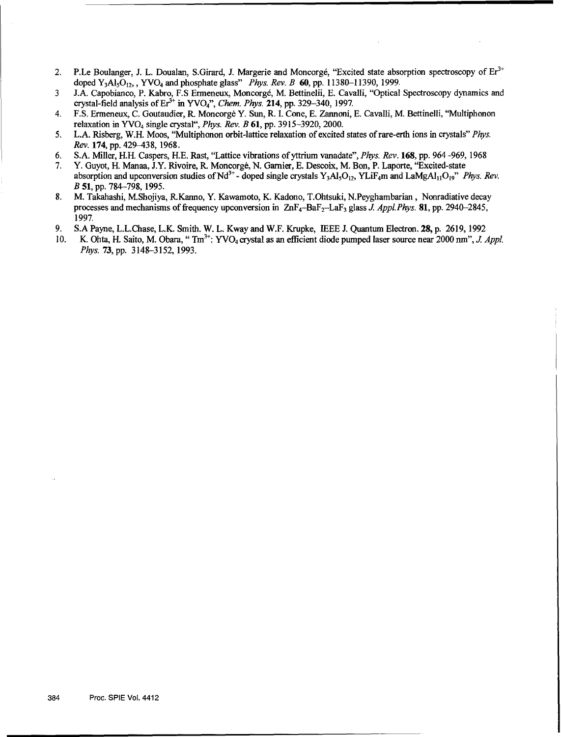2. P.Le Boulanger, J. L. Doualan, S.Girard, J. Margerie and Moncorgé, "Excited state absorption spectroscopy of $Er^{3+}$ doped $Y_3Al_5O_{12}$, , $YVO_4$ and phosphate glass" *Phys. Rev. B* **60**, pp. 11380–11390, 1999.
3 J.A. Capobianco, P. Kabro, F.S Ermeneux, Moncorgé, M. Bettinelii, E. Cavalli, "Optical Spectroscopy dynamics and crystal-field analysis of $Er^{3+}$ in $YVO_4$", *Chem. Phys.* **214**, pp. 329–340, 1997.
4. F.S. Ermeneux, C. Goutaudier, R. Moncorgė Y. Sun, R. I. Cone, E. Zannoni, E. Cavalli, M. Bettinelli, "Multiphonon relaxation in $YVO_4$ single crystal", *Phys. Rev. B* **61**, pp. 3915–3920, 2000.
5. L.A. Risberg, W.H. Moos, "Multiphonon orbit-lattice relaxation of excited states of rare-erth ions in crystals" *Phys. Rev.* **174**, pp. 429–438, 1968.
6. S.A. Miller, H.H. Caspers, H.E. Rast, "Lattice vibrations of yttrium vanadate", *Phys. Rev.* **168**, pp. 964 -969, 1968
7. Y. Guyot, H. Manaa, J.Y. Rivoire, R. Moncorgė, N. Garnier, E. Descoix, M. Bon, P. Laporte, "Excited-state absorption and upconversion studies of $Nd^{3+}$ - doped single crystals $Y_3Al_5O_{12}$, $YLiF_4$m and $LaMgAl_{11}O_{19}$" *Phys. Rev. B* **51**, pp. 784–798, 1995.
8. M. Takahashi, M.Shojiya, R.Kanno, Y. Kawamoto, K. Kadono, T.Ohtsuki, N.Peyghambarian , Nonradiative decay processes and mechanisms of frequency upconversion in $ZnF_4$–$BaF_2$–$LaF_3$ glass *J. Appl.Phys.* **81**, pp. 2940–2845, 1997.
9. S.A Payne, L.L.Chase, L.K. Smith. W. L. Kway and W.F. Krupke, IEEE J. Quantum Electron. **28,** p. 2619, 1992
10. K. Ohta, H. Saito, M. Obara, " $Tm^{3+}$: $YVO_4$ crystal as an efficient diode pumped laser source near 2000 nm", *J. Appl. Phys.* **73**, pp. 3148–3152, 1993.